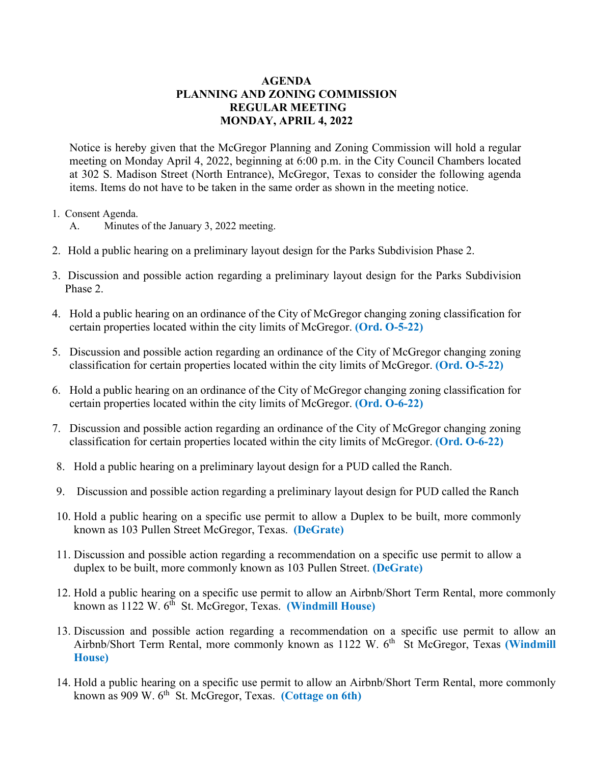# AGENDA
# PLANNING AND ZONING COMMISSION
# REGULAR MEETING
# MONDAY, APRIL 4, 2022

Notice is hereby given that the McGregor Planning and Zoning Commission will hold a regular meeting on Monday April 4, 2022, beginning at 6:00 p.m. in the City Council Chambers located at 302 S. Madison Street (North Entrance), McGregor, Texas to consider the following agenda items. Items do not have to be taken in the same order as shown in the meeting notice.

1. Consent Agenda.
   A. Minutes of the January 3, 2022 meeting.

2. Hold a public hearing on a preliminary layout design for the Parks Subdivision Phase 2.

3. Discussion and possible action regarding a preliminary layout design for the Parks Subdivision Phase 2.

4. Hold a public hearing on an ordinance of the City of McGregor changing zoning classification for certain properties located within the city limits of McGregor. **(Ord. O-5-22)**

5. Discussion and possible action regarding an ordinance of the City of McGregor changing zoning classification for certain properties located within the city limits of McGregor. **(Ord. O-5-22)**

6. Hold a public hearing on an ordinance of the City of McGregor changing zoning classification for certain properties located within the city limits of McGregor. **(Ord. O-6-22)**

7. Discussion and possible action regarding an ordinance of the City of McGregor changing zoning classification for certain properties located within the city limits of McGregor. **(Ord. O-6-22)**

8. Hold a public hearing on a preliminary layout design for a PUD called the Ranch.

9. Discussion and possible action regarding a preliminary layout design for PUD called the Ranch

10. Hold a public hearing on a specific use permit to allow a Duplex to be built, more commonly known as 103 Pullen Street McGregor, Texas. **(DeGrate)**

11. Discussion and possible action regarding a recommendation on a specific use permit to allow a duplex to be built, more commonly known as 103 Pullen Street. **(DeGrate)**

12. Hold a public hearing on a specific use permit to allow an Airbnb/Short Term Rental, more commonly known as 1122 W. 6th St. McGregor, Texas. **(Windmill House)**

13. Discussion and possible action regarding a recommendation on a specific use permit to allow an Airbnb/Short Term Rental, more commonly known as 1122 W. 6th St McGregor, Texas **(Windmill House)**

14. Hold a public hearing on a specific use permit to allow an Airbnb/Short Term Rental, more commonly known as 909 W. 6th St. McGregor, Texas. **(Cottage on 6th)**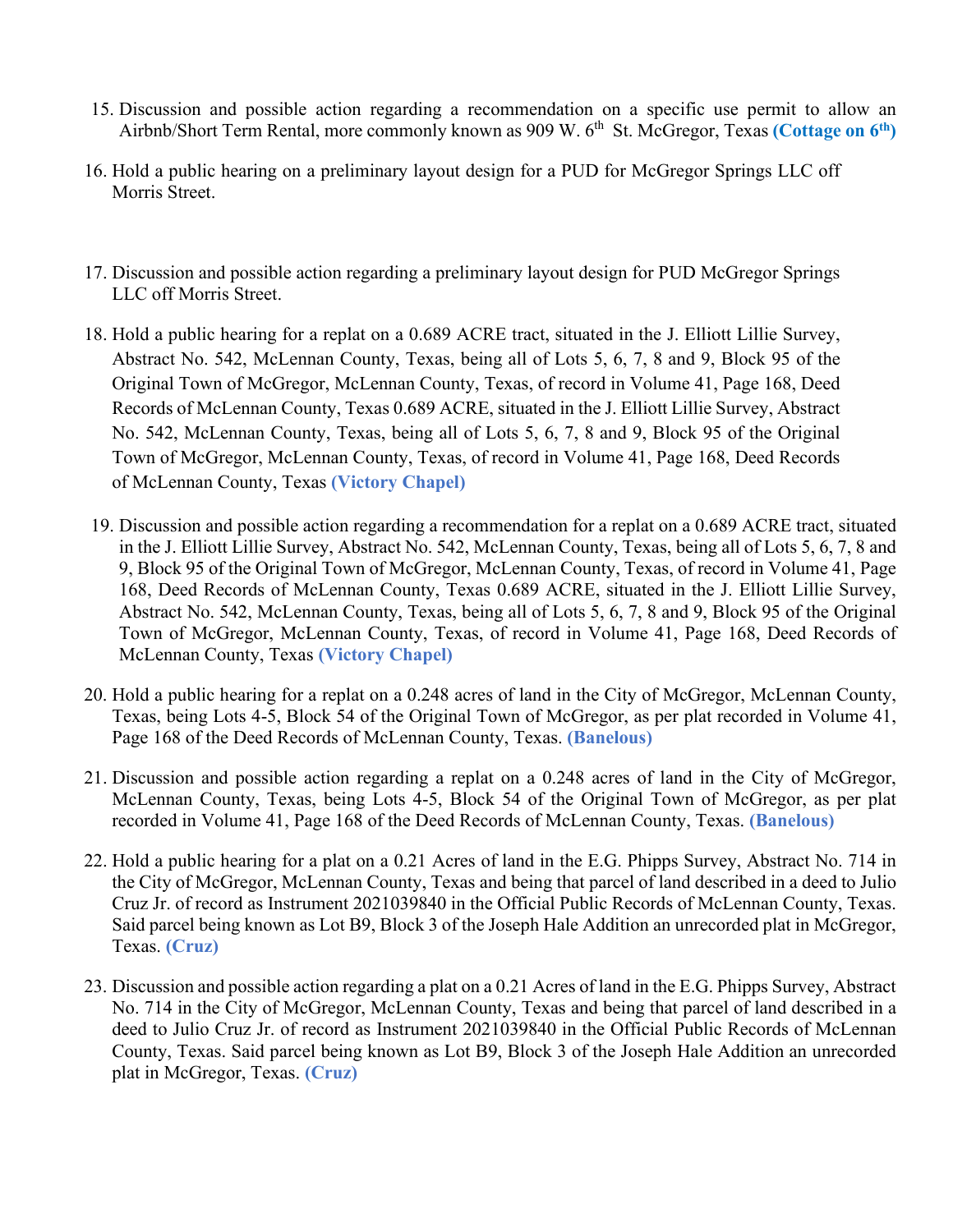15. Discussion and possible action regarding a recommendation on a specific use permit to allow an Airbnb/Short Term Rental, more commonly known as 909 W. 6th St. McGregor, Texas **(Cottage on 6th)**

16. Hold a public hearing on a preliminary layout design for a PUD for McGregor Springs LLC off Morris Street.

17. Discussion and possible action regarding a preliminary layout design for PUD McGregor Springs LLC off Morris Street.

18. Hold a public hearing for a replat on a 0.689 ACRE tract, situated in the J. Elliott Lillie Survey, Abstract No. 542, McLennan County, Texas, being all of Lots 5, 6, 7, 8 and 9, Block 95 of the Original Town of McGregor, McLennan County, Texas, of record in Volume 41, Page 168, Deed Records of McLennan County, Texas 0.689 ACRE, situated in the J. Elliott Lillie Survey, Abstract No. 542, McLennan County, Texas, being all of Lots 5, 6, 7, 8 and 9, Block 95 of the Original Town of McGregor, McLennan County, Texas, of record in Volume 41, Page 168, Deed Records of McLennan County, Texas **(Victory Chapel)**

19. Discussion and possible action regarding a recommendation for a replat on a 0.689 ACRE tract, situated in the J. Elliott Lillie Survey, Abstract No. 542, McLennan County, Texas, being all of Lots 5, 6, 7, 8 and 9, Block 95 of the Original Town of McGregor, McLennan County, Texas, of record in Volume 41, Page 168, Deed Records of McLennan County, Texas 0.689 ACRE, situated in the J. Elliott Lillie Survey, Abstract No. 542, McLennan County, Texas, being all of Lots 5, 6, 7, 8 and 9, Block 95 of the Original Town of McGregor, McLennan County, Texas, of record in Volume 41, Page 168, Deed Records of McLennan County, Texas **(Victory Chapel)**

20. Hold a public hearing for a replat on a 0.248 acres of land in the City of McGregor, McLennan County, Texas, being Lots 4-5, Block 54 of the Original Town of McGregor, as per plat recorded in Volume 41, Page 168 of the Deed Records of McLennan County, Texas. **(Banelous)**

21. Discussion and possible action regarding a replat on a 0.248 acres of land in the City of McGregor, McLennan County, Texas, being Lots 4-5, Block 54 of the Original Town of McGregor, as per plat recorded in Volume 41, Page 168 of the Deed Records of McLennan County, Texas. **(Banelous)**

22. Hold a public hearing for a plat on a 0.21 Acres of land in the E.G. Phipps Survey, Abstract No. 714 in the City of McGregor, McLennan County, Texas and being that parcel of land described in a deed to Julio Cruz Jr. of record as Instrument 2021039840 in the Official Public Records of McLennan County, Texas. Said parcel being known as Lot B9, Block 3 of the Joseph Hale Addition an unrecorded plat in McGregor, Texas. **(Cruz)**

23. Discussion and possible action regarding a plat on a 0.21 Acres of land in the E.G. Phipps Survey, Abstract No. 714 in the City of McGregor, McLennan County, Texas and being that parcel of land described in a deed to Julio Cruz Jr. of record as Instrument 2021039840 in the Official Public Records of McLennan County, Texas. Said parcel being known as Lot B9, Block 3 of the Joseph Hale Addition an unrecorded plat in McGregor, Texas. **(Cruz)**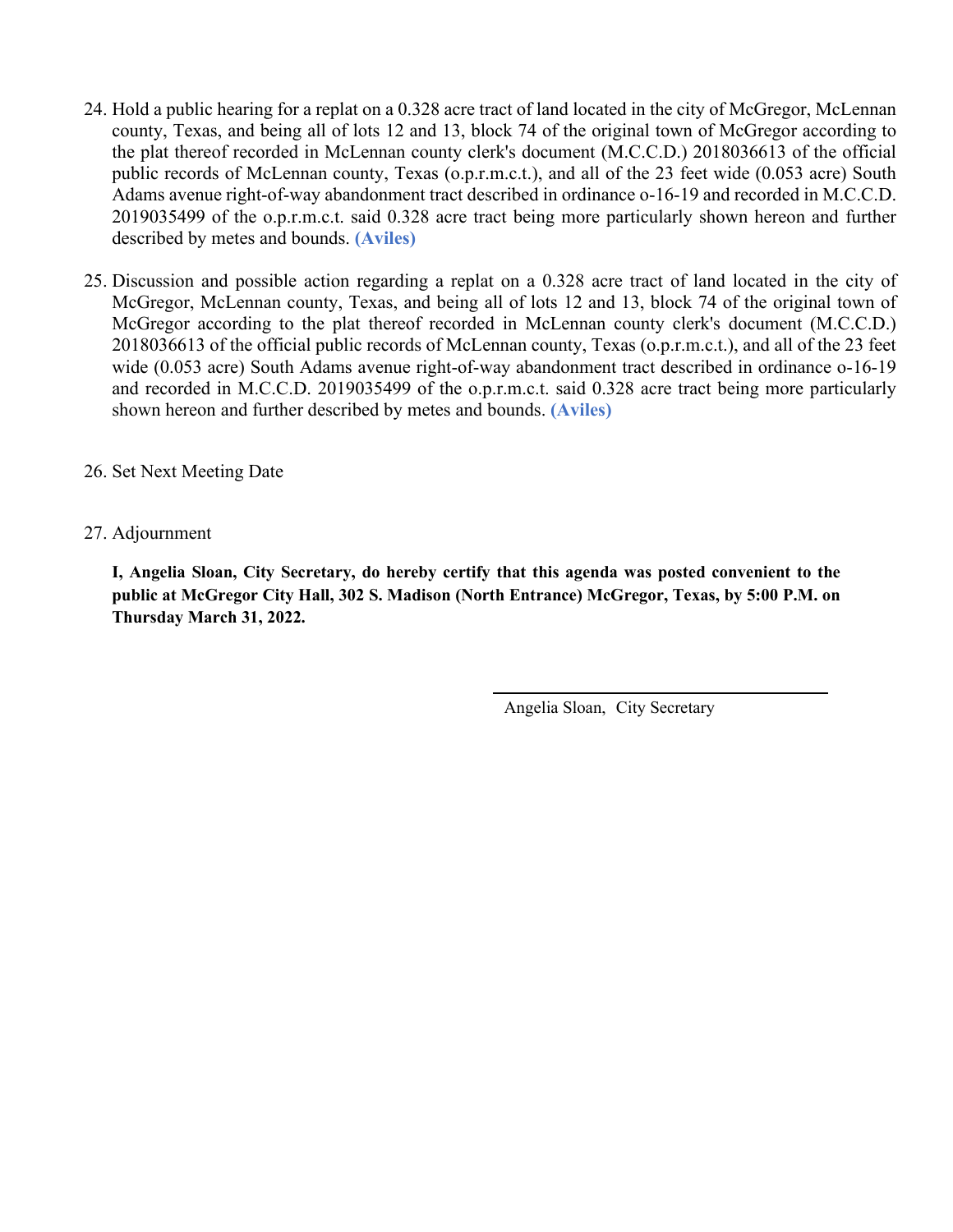24. Hold a public hearing for a replat on a 0.328 acre tract of land located in the city of McGregor, McLennan county, Texas, and being all of lots 12 and 13, block 74 of the original town of McGregor according to the plat thereof recorded in McLennan county clerk's document (M.C.C.D.) 2018036613 of the official public records of McLennan county, Texas (o.p.r.m.c.t.), and all of the 23 feet wide (0.053 acre) South Adams avenue right-of-way abandonment tract described in ordinance o-16-19 and recorded in M.C.C.D. 2019035499 of the o.p.r.m.c.t. said 0.328 acre tract being more particularly shown hereon and further described by metes and bounds. **(Aviles)**

25. Discussion and possible action regarding a replat on a 0.328 acre tract of land located in the city of McGregor, McLennan county, Texas, and being all of lots 12 and 13, block 74 of the original town of McGregor according to the plat thereof recorded in McLennan county clerk's document (M.C.C.D.) 2018036613 of the official public records of McLennan county, Texas (o.p.r.m.c.t.), and all of the 23 feet wide (0.053 acre) South Adams avenue right-of-way abandonment tract described in ordinance o-16-19 and recorded in M.C.C.D. 2019035499 of the o.p.r.m.c.t. said 0.328 acre tract being more particularly shown hereon and further described by metes and bounds. **(Aviles)**

26. Set Next Meeting Date

27. Adjournment

**I, Angelia Sloan, City Secretary, do hereby certify that this agenda was posted convenient to the public at McGregor City Hall, 302 S. Madison (North Entrance) McGregor, Texas, by 5:00 P.M. on Thursday March 31, 2022.**

\_\_\_\_\_\_\_\_\_\_\_\_\_\_\_\_\_\_\_\_\_\_\_\_\_\_\_\_\_\_

Angelia Sloan, City Secretary